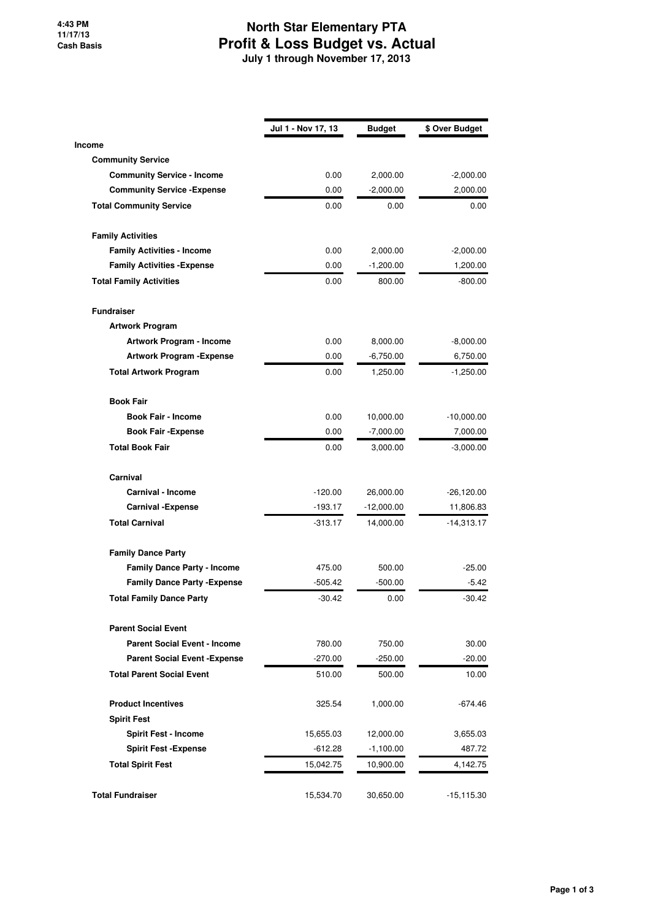4:43 PM
11/17/13
Cash Basis

# North Star Elementary PTA
## Profit & Loss Budget vs. Actual
### July 1 through November 17, 2013

| | Jul 1 - Nov 17, 13 | Budget | $ Over Budget |
|---|---|---|---|
| **Income** | | | |
| **Community Service** | | | |
| **Community Service - Income** | 0.00 | 2,000.00 | -2,000.00 |
| **Community Service -Expense** | 0.00 | -2,000.00 | 2,000.00 |
| **Total Community Service** | 0.00 | 0.00 | 0.00 |
| | | | |
| **Family Activities** | | | |
| **Family Activities - Income** | 0.00 | 2,000.00 | -2,000.00 |
| **Family Activities -Expense** | 0.00 | -1,200.00 | 1,200.00 |
| **Total Family Activities** | 0.00 | 800.00 | -800.00 |
| | | | |
| **Fundraiser** | | | |
| **Artwork Program** | | | |
| **Artwork Program - Income** | 0.00 | 8,000.00 | -8,000.00 |
| **Artwork Program -Expense** | 0.00 | -6,750.00 | 6,750.00 |
| **Total Artwork Program** | 0.00 | 1,250.00 | -1,250.00 |
| | | | |
| **Book Fair** | | | |
| **Book Fair - Income** | 0.00 | 10,000.00 | -10,000.00 |
| **Book Fair -Expense** | 0.00 | -7,000.00 | 7,000.00 |
| **Total Book Fair** | 0.00 | 3,000.00 | -3,000.00 |
| | | | |
| **Carnival** | | | |
| **Carnival - Income** | -120.00 | 26,000.00 | -26,120.00 |
| **Carnival -Expense** | -193.17 | -12,000.00 | 11,806.83 |
| **Total Carnival** | -313.17 | 14,000.00 | -14,313.17 |
| | | | |
| **Family Dance Party** | | | |
| **Family Dance Party - Income** | 475.00 | 500.00 | -25.00 |
| **Family Dance Party -Expense** | -505.42 | -500.00 | -5.42 |
| **Total Family Dance Party** | -30.42 | 0.00 | -30.42 |
| | | | |
| **Parent Social Event** | | | |
| **Parent Social Event - Income** | 780.00 | 750.00 | 30.00 |
| **Parent Social Event -Expense** | -270.00 | -250.00 | -20.00 |
| **Total Parent Social Event** | 510.00 | 500.00 | 10.00 |
| | | | |
| **Product Incentives** | 325.54 | 1,000.00 | -674.46 |
| **Spirit Fest** | | | |
| **Spirit Fest - Income** | 15,655.03 | 12,000.00 | 3,655.03 |
| **Spirit Fest -Expense** | -612.28 | -1,100.00 | 487.72 |
| **Total Spirit Fest** | 15,042.75 | 10,900.00 | 4,142.75 |
| | | | |
| **Total Fundraiser** | 15,534.70 | 30,650.00 | -15,115.30 |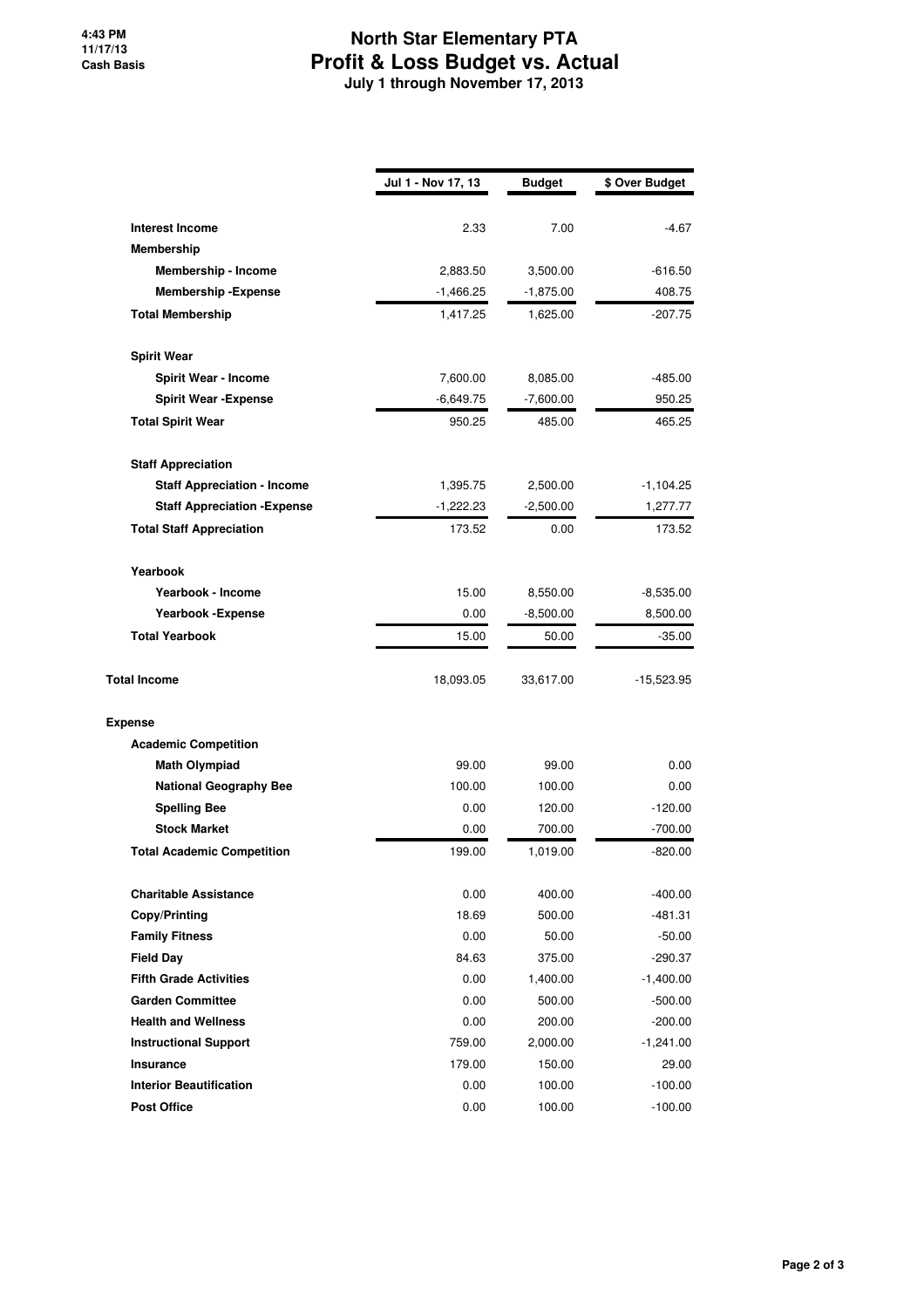# North Star Elementary PTA
## Profit & Loss Budget vs. Actual
**July 1 through November 17, 2013**

4:43 PM
11/17/13
Cash Basis

| | Jul 1 - Nov 17, 13 | Budget | $ Over Budget |
|---|---|---|---|
| **Interest Income** | 2.33 | 7.00 | -4.67 |
| **Membership** | | | |
| **Membership - Income** | 2,883.50 | 3,500.00 | -616.50 |
| **Membership -Expense** | -1,466.25 | -1,875.00 | 408.75 |
| **Total Membership** | 1,417.25 | 1,625.00 | -207.75 |
| **Spirit Wear** | | | |
| **Spirit Wear - Income** | 7,600.00 | 8,085.00 | -485.00 |
| **Spirit Wear -Expense** | -6,649.75 | -7,600.00 | 950.25 |
| **Total Spirit Wear** | 950.25 | 485.00 | 465.25 |
| **Staff Appreciation** | | | |
| **Staff Appreciation - Income** | 1,395.75 | 2,500.00 | -1,104.25 |
| **Staff Appreciation -Expense** | -1,222.23 | -2,500.00 | 1,277.77 |
| **Total Staff Appreciation** | 173.52 | 0.00 | 173.52 |
| **Yearbook** | | | |
| **Yearbook - Income** | 15.00 | 8,550.00 | -8,535.00 |
| **Yearbook -Expense** | 0.00 | -8,500.00 | 8,500.00 |
| **Total Yearbook** | 15.00 | 50.00 | -35.00 |
| **Total Income** | 18,093.05 | 33,617.00 | -15,523.95 |
| **Expense** | | | |
| **Academic Competition** | | | |
| **Math Olympiad** | 99.00 | 99.00 | 0.00 |
| **National Geography Bee** | 100.00 | 100.00 | 0.00 |
| **Spelling Bee** | 0.00 | 120.00 | -120.00 |
| **Stock Market** | 0.00 | 700.00 | -700.00 |
| **Total Academic Competition** | 199.00 | 1,019.00 | -820.00 |
| **Charitable Assistance** | 0.00 | 400.00 | -400.00 |
| **Copy/Printing** | 18.69 | 500.00 | -481.31 |
| **Family Fitness** | 0.00 | 50.00 | -50.00 |
| **Field Day** | 84.63 | 375.00 | -290.37 |
| **Fifth Grade Activities** | 0.00 | 1,400.00 | -1,400.00 |
| **Garden Committee** | 0.00 | 500.00 | -500.00 |
| **Health and Wellness** | 0.00 | 200.00 | -200.00 |
| **Instructional Support** | 759.00 | 2,000.00 | -1,241.00 |
| **Insurance** | 179.00 | 150.00 | 29.00 |
| **Interior Beautification** | 0.00 | 100.00 | -100.00 |
| **Post Office** | 0.00 | 100.00 | -100.00 |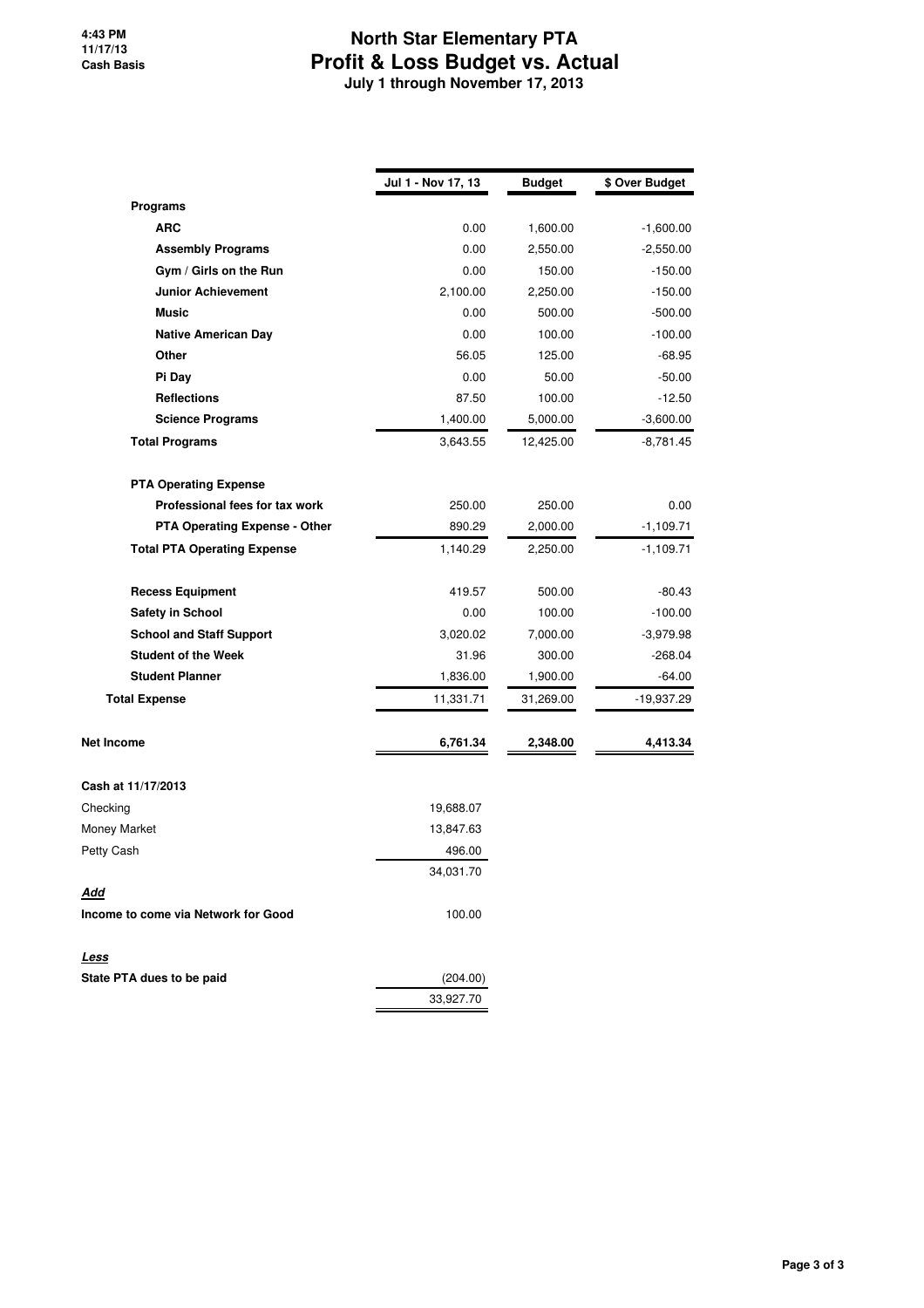4:43 PM
11/17/13
Cash Basis

# North Star Elementary PTA
## Profit & Loss Budget vs. Actual
### July 1 through November 17, 2013

| | Jul 1 - Nov 17, 13 | Budget | $ Over Budget |
|---|---|---|---|
| **Programs** | | | |
| **ARC** | 0.00 | 1,600.00 | -1,600.00 |
| **Assembly Programs** | 0.00 | 2,550.00 | -2,550.00 |
| **Gym / Girls on the Run** | 0.00 | 150.00 | -150.00 |
| **Junior Achievement** | 2,100.00 | 2,250.00 | -150.00 |
| **Music** | 0.00 | 500.00 | -500.00 |
| **Native American Day** | 0.00 | 100.00 | -100.00 |
| **Other** | 56.05 | 125.00 | -68.95 |
| **Pi Day** | 0.00 | 50.00 | -50.00 |
| **Reflections** | 87.50 | 100.00 | -12.50 |
| **Science Programs** | 1,400.00 | 5,000.00 | -3,600.00 |
| **Total Programs** | 3,643.55 | 12,425.00 | -8,781.45 |
| **PTA Operating Expense** | | | |
| **Professional fees for tax work** | 250.00 | 250.00 | 0.00 |
| **PTA Operating Expense - Other** | 890.29 | 2,000.00 | -1,109.71 |
| **Total PTA Operating Expense** | 1,140.29 | 2,250.00 | -1,109.71 |
| **Recess Equipment** | 419.57 | 500.00 | -80.43 |
| **Safety in School** | 0.00 | 100.00 | -100.00 |
| **School and Staff Support** | 3,020.02 | 7,000.00 | -3,979.98 |
| **Student of the Week** | 31.96 | 300.00 | -268.04 |
| **Student Planner** | 1,836.00 | 1,900.00 | -64.00 |
| **Total Expense** | 11,331.71 | 31,269.00 | -19,937.29 |
| **Net Income** | **6,761.34** | **2,348.00** | **4,413.34** |

| | |
|---|---|
| **Cash at 11/17/2013** | |
| Checking | 19,688.07 |
| Money Market | 13,847.63 |
| Petty Cash | 496.00 |
| | 34,031.70 |
| ***Add*** | |
| **Income to come via Network for Good** | 100.00 |
| ***Less*** | |
| **State PTA dues to be paid** | (204.00) |
| | 33,927.70 |